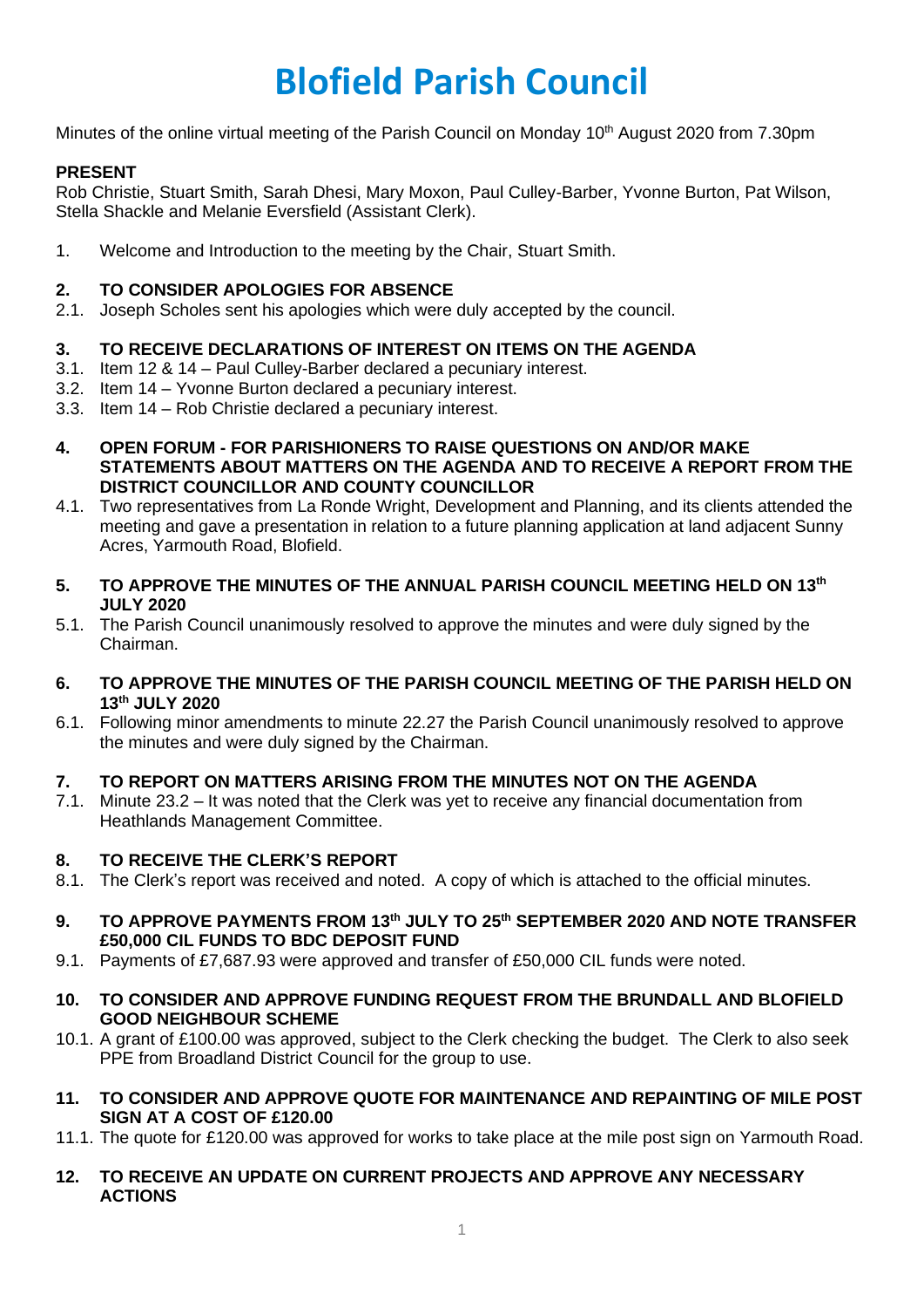# Blofield Parish Council

Minutes of the online virtual meeting of the Parish Council on Monday 10th August 2020 from 7.30pm

**PRESENT**
Rob Christie, Stuart Smith, Sarah Dhesi, Mary Moxon, Paul Culley-Barber, Yvonne Burton, Pat Wilson, Stella Shackle and Melanie Eversfield (Assistant Clerk).

1. Welcome and Introduction to the meeting by the Chair, Stuart Smith.

**2. TO CONSIDER APOLOGIES FOR ABSENCE**

2.1. Joseph Scholes sent his apologies which were duly accepted by the council.

**3. TO RECEIVE DECLARATIONS OF INTEREST ON ITEMS ON THE AGENDA**

3.1. Item 12 & 14 – Paul Culley-Barber declared a pecuniary interest.
3.2. Item 14 – Yvonne Burton declared a pecuniary interest.
3.3. Item 14 – Rob Christie declared a pecuniary interest.

**4. OPEN FORUM - FOR PARISHIONERS TO RAISE QUESTIONS ON AND/OR MAKE STATEMENTS ABOUT MATTERS ON THE AGENDA AND TO RECEIVE A REPORT FROM THE DISTRICT COUNCILLOR AND COUNTY COUNCILLOR**

4.1. Two representatives from La Ronde Wright, Development and Planning, and its clients attended the meeting and gave a presentation in relation to a future planning application at land adjacent Sunny Acres, Yarmouth Road, Blofield.

**5. TO APPROVE THE MINUTES OF THE ANNUAL PARISH COUNCIL MEETING HELD ON 13th JULY 2020**

5.1. The Parish Council unanimously resolved to approve the minutes and were duly signed by the Chairman.

**6. TO APPROVE THE MINUTES OF THE PARISH COUNCIL MEETING OF THE PARISH HELD ON 13th JULY 2020**

6.1. Following minor amendments to minute 22.27 the Parish Council unanimously resolved to approve the minutes and were duly signed by the Chairman.

**7. TO REPORT ON MATTERS ARISING FROM THE MINUTES NOT ON THE AGENDA**

7.1. Minute 23.2 – It was noted that the Clerk was yet to receive any financial documentation from Heathlands Management Committee.

**8. TO RECEIVE THE CLERK'S REPORT**

8.1. The Clerk's report was received and noted. A copy of which is attached to the official minutes.

**9. TO APPROVE PAYMENTS FROM 13th JULY TO 25th SEPTEMBER 2020 AND NOTE TRANSFER £50,000 CIL FUNDS TO BDC DEPOSIT FUND**

9.1. Payments of £7,687.93 were approved and transfer of £50,000 CIL funds were noted.

**10. TO CONSIDER AND APPROVE FUNDING REQUEST FROM THE BRUNDALL AND BLOFIELD GOOD NEIGHBOUR SCHEME**

10.1. A grant of £100.00 was approved, subject to the Clerk checking the budget. The Clerk to also seek PPE from Broadland District Council for the group to use.

**11. TO CONSIDER AND APPROVE QUOTE FOR MAINTENANCE AND REPAINTING OF MILE POST SIGN AT A COST OF £120.00**

11.1. The quote for £120.00 was approved for works to take place at the mile post sign on Yarmouth Road.

**12. TO RECEIVE AN UPDATE ON CURRENT PROJECTS AND APPROVE ANY NECESSARY ACTIONS**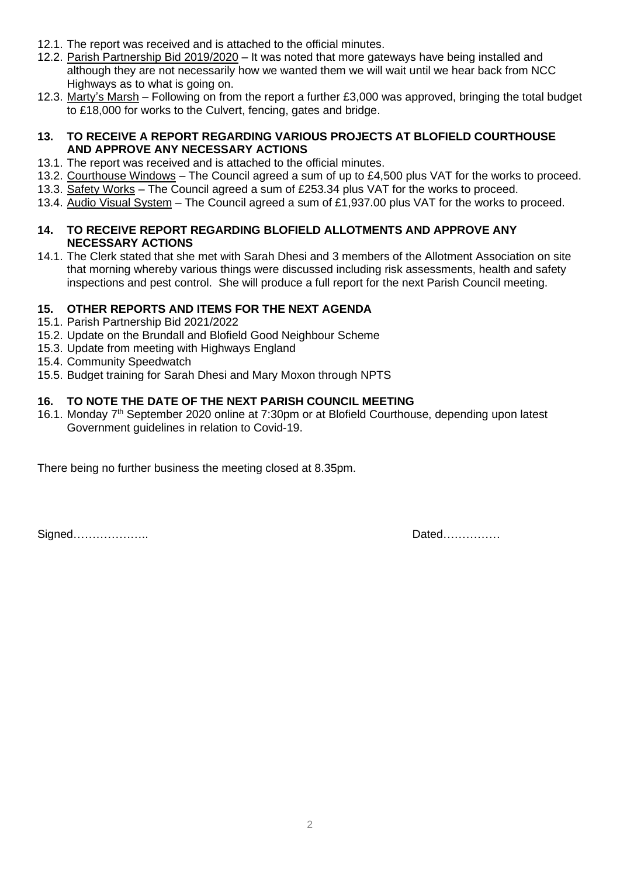12.1. The report was received and is attached to the official minutes.

12.2. Parish Partnership Bid 2019/2020 – It was noted that more gateways have being installed and although they are not necessarily how we wanted them we will wait until we hear back from NCC Highways as to what is going on.

12.3. Marty's Marsh – Following on from the report a further £3,000 was approved, bringing the total budget to £18,000 for works to the Culvert, fencing, gates and bridge.

**13. TO RECEIVE A REPORT REGARDING VARIOUS PROJECTS AT BLOFIELD COURTHOUSE AND APPROVE ANY NECESSARY ACTIONS**

13.1. The report was received and is attached to the official minutes.

13.2. Courthouse Windows – The Council agreed a sum of up to £4,500 plus VAT for the works to proceed.

13.3. Safety Works – The Council agreed a sum of £253.34 plus VAT for the works to proceed.

13.4. Audio Visual System – The Council agreed a sum of £1,937.00 plus VAT for the works to proceed.

**14. TO RECEIVE REPORT REGARDING BLOFIELD ALLOTMENTS AND APPROVE ANY NECESSARY ACTIONS**

14.1. The Clerk stated that she met with Sarah Dhesi and 3 members of the Allotment Association on site that morning whereby various things were discussed including risk assessments, health and safety inspections and pest control. She will produce a full report for the next Parish Council meeting.

**15. OTHER REPORTS AND ITEMS FOR THE NEXT AGENDA**

15.1. Parish Partnership Bid 2021/2022

15.2. Update on the Brundall and Blofield Good Neighbour Scheme

15.3. Update from meeting with Highways England

15.4. Community Speedwatch

15.5. Budget training for Sarah Dhesi and Mary Moxon through NPTS

**16. TO NOTE THE DATE OF THE NEXT PARISH COUNCIL MEETING**

16.1. Monday 7th September 2020 online at 7:30pm or at Blofield Courthouse, depending upon latest Government guidelines in relation to Covid-19.

There being no further business the meeting closed at 8.35pm.

Signed……………….. Dated……………